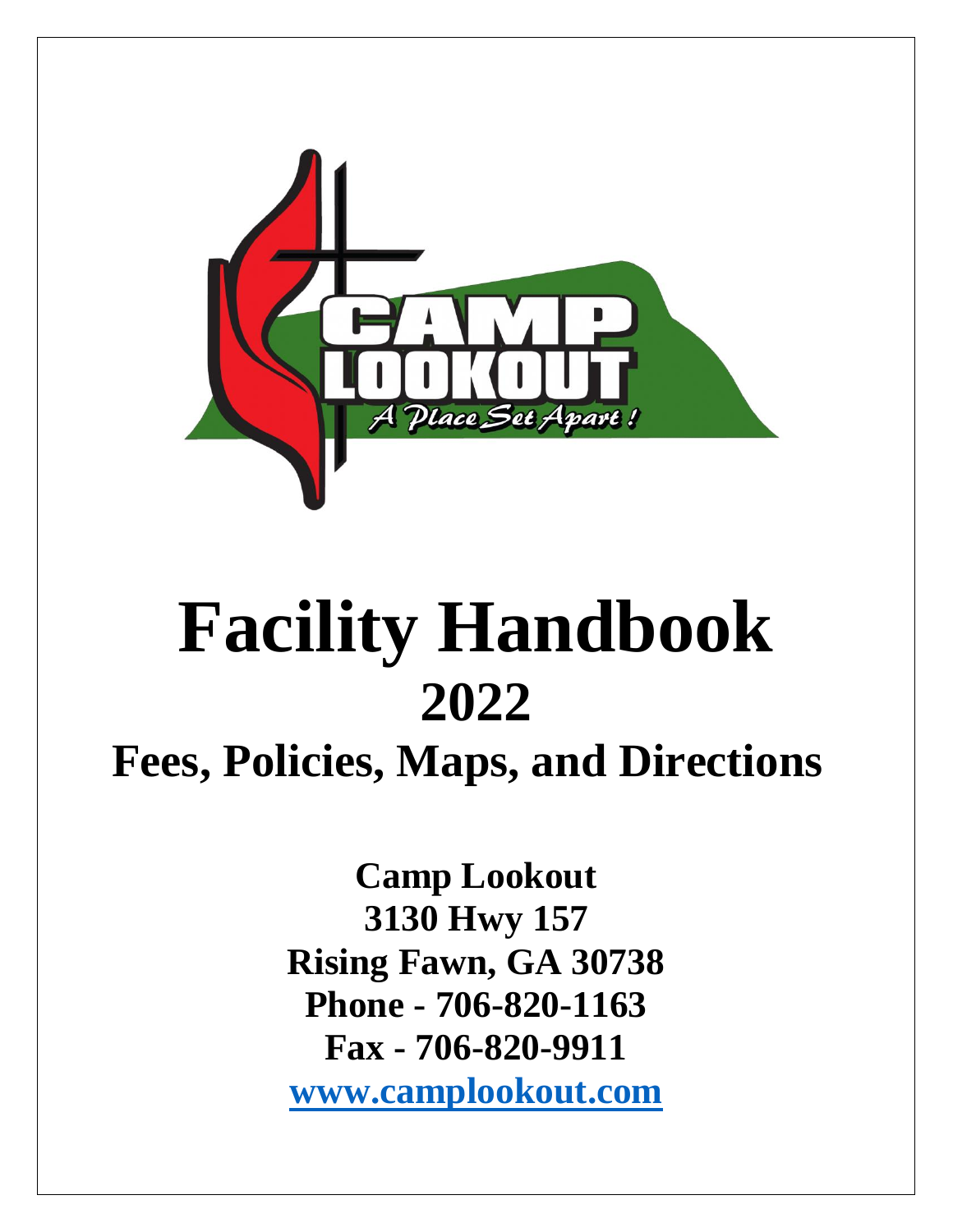# Facility Handbook

## 2022

## Fees, Policies, Maps, and Directions

**Camp Lookout**
**3130 Hwy 157**
**Rising Fawn, GA 30738**
**Phone - 706-820-1163**
**Fax - 706-820-9911**
**[www.camplookout.com](http://www.camplookout.com)**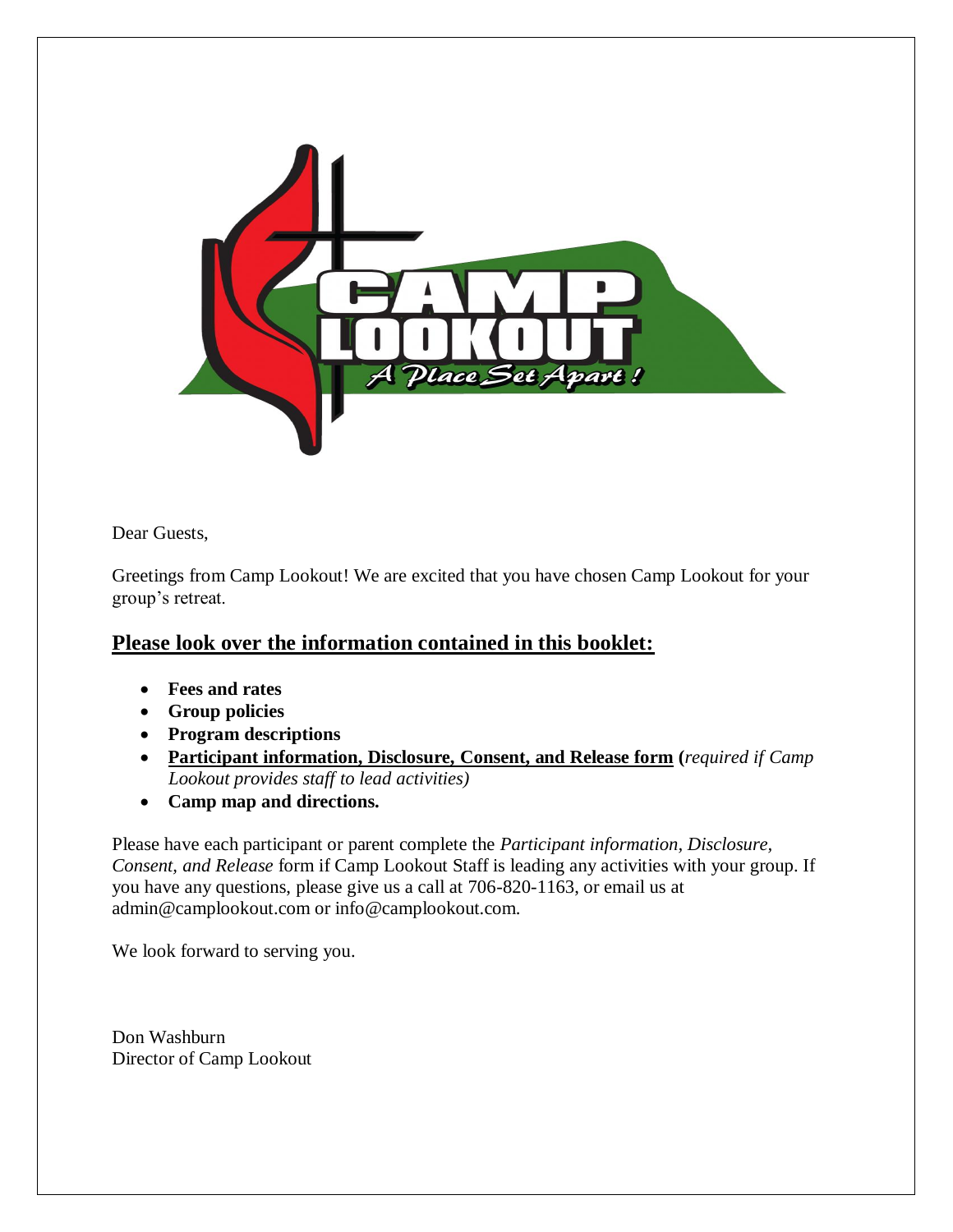Dear Guests,

Greetings from Camp Lookout! We are excited that you have chosen Camp Lookout for your group's retreat.

## Please look over the information contained in this booklet:

- **Fees and rates**
- **Group policies**
- **Program descriptions**
- **Participant information, Disclosure, Consent, and Release form** (*required if Camp Lookout provides staff to lead activities)*
- **Camp map and directions.**

Please have each participant or parent complete the *Participant information, Disclosure, Consent, and Release* form if Camp Lookout Staff is leading any activities with your group. If you have any questions, please give us a call at 706-820-1163, or email us at admin@camplookout.com or info@camplookout.com.

We look forward to serving you.

Don Washburn
Director of Camp Lookout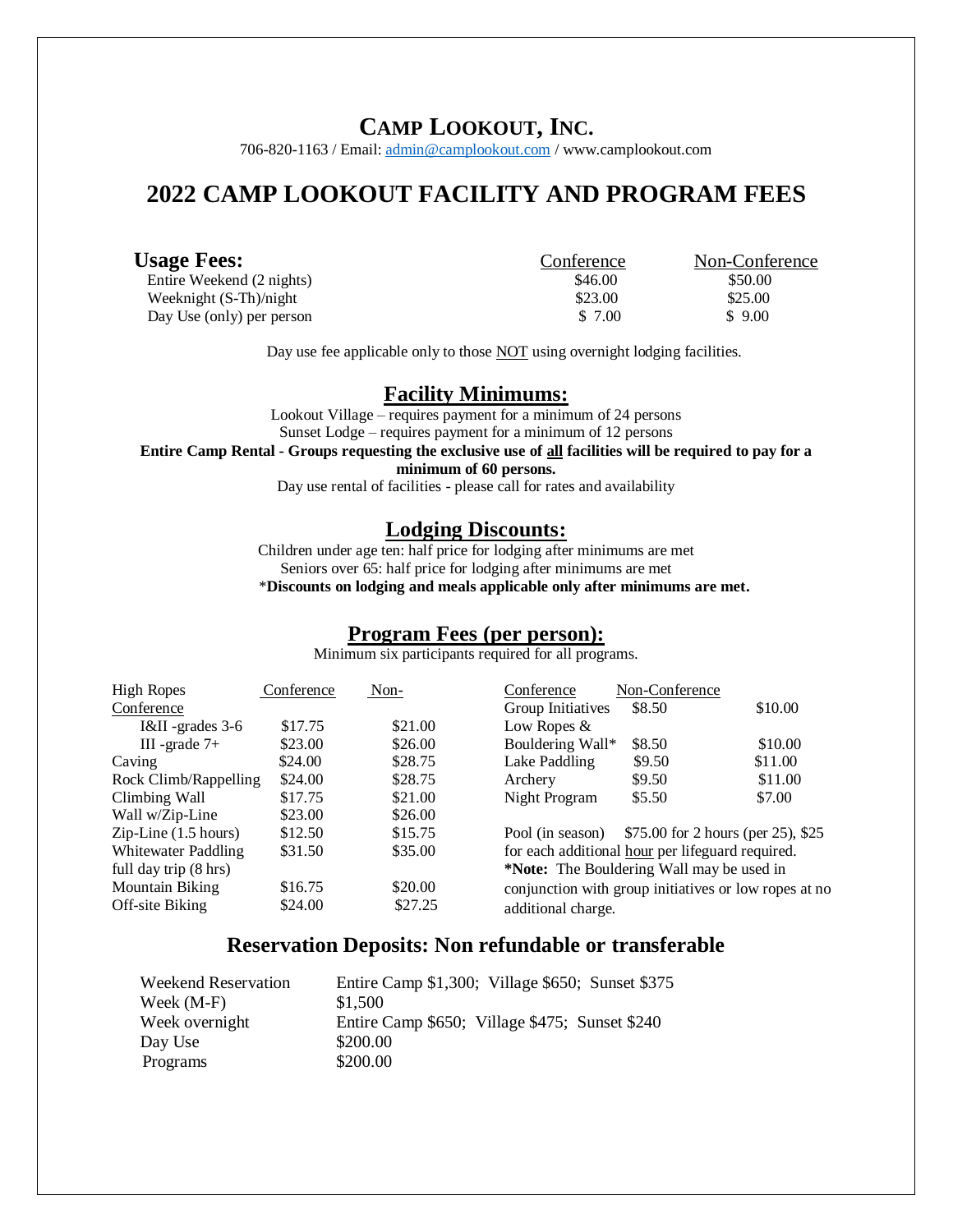# CAMP LOOKOUT, INC.

706-820-1163 / Email: admin@camplookout.com / www.camplookout.com

# 2022 CAMP LOOKOUT FACILITY AND PROGRAM FEES

## Usage Fees:

| | Conference | Non-Conference |
|---|---|---|
| Entire Weekend (2 nights) | $46.00 | $50.00 |
| Weeknight (S-Th)/night | $23.00 | $25.00 |
| Day Use (only) per person | $ 7.00 | $ 9.00 |

Day use fee applicable only to those NOT using overnight lodging facilities.

## Facility Minimums:

Lookout Village – requires payment for a minimum of 24 persons

Sunset Lodge – requires payment for a minimum of 12 persons

**Entire Camp Rental - Groups requesting the exclusive use of all facilities will be required to pay for a minimum of 60 persons.**

Day use rental of facilities - please call for rates and availability

## Lodging Discounts:

Children under age ten: half price for lodging after minimums are met

Seniors over 65: half price for lodging after minimums are met

\***Discounts on lodging and meals applicable only after minimums are met.**

## Program Fees (per person):

Minimum six participants required for all programs.

| High Ropes | Conference | Non-Conference |
|---|---|---|
| I&II -grades 3-6 | $17.75 | $21.00 |
| III -grade 7+ | $23.00 | $26.00 |
| Caving | $24.00 | $28.75 |
| Rock Climb/Rappelling | $24.00 | $28.75 |
| Climbing Wall | $17.75 | $21.00 |
| Wall w/Zip-Line | $23.00 | $26.00 |
| Zip-Line (1.5 hours) | $12.50 | $15.75 |
| Whitewater Paddling full day trip (8 hrs) | $31.50 | $35.00 |
| Mountain Biking | $16.75 | $20.00 |
| Off-site Biking | $24.00 | $27.25 |

| | Conference | Non-Conference |
|---|---|---|
| Group Initiatives | $8.50 | $10.00 |
| Low Ropes & Bouldering Wall* | $8.50 | $10.00 |
| Lake Paddling | $9.50 | $11.00 |
| Archery | $9.50 | $11.00 |
| Night Program | $5.50 | $7.00 |

Pool (in season) $75.00 for 2 hours (per 25), $25 for each additional hour per lifeguard required.

***Note:** The Bouldering Wall may be used in conjunction with group initiatives or low ropes at no additional charge.

## Reservation Deposits: Non refundable or transferable

| | |
|---|---|
| Weekend Reservation | Entire Camp $1,300; Village $650; Sunset $375 |
| Week (M-F) | $1,500 |
| Week overnight | Entire Camp $650; Village $475; Sunset $240 |
| Day Use | $200.00 |
| Programs | $200.00 |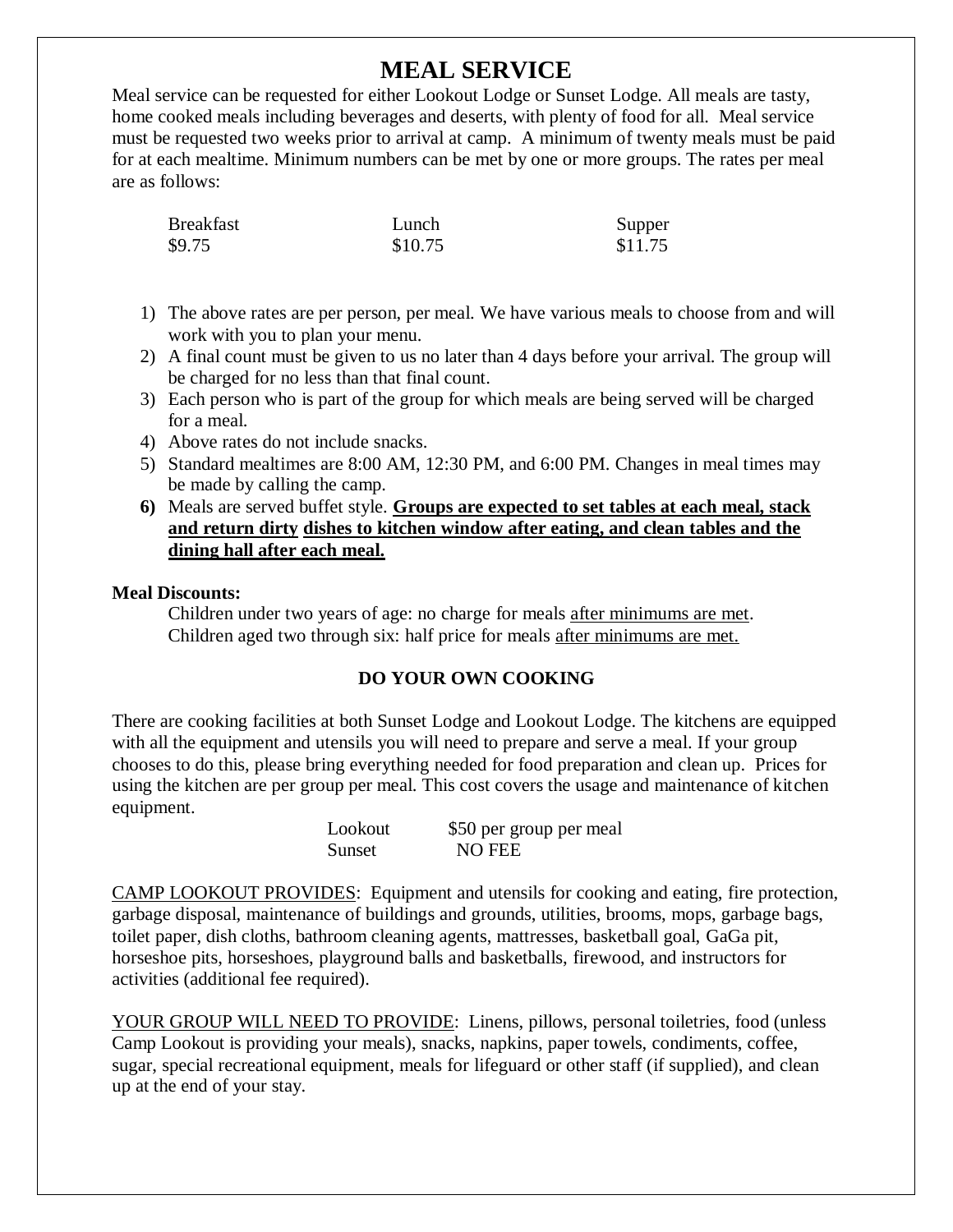# MEAL SERVICE

Meal service can be requested for either Lookout Lodge or Sunset Lodge. All meals are tasty, home cooked meals including beverages and deserts, with plenty of food for all. Meal service must be requested two weeks prior to arrival at camp. A minimum of twenty meals must be paid for at each mealtime. Minimum numbers can be met by one or more groups. The rates per meal are as follows:

| Breakfast | Lunch | Supper |
|---|---|---|
| $9.75 | $10.75 | $11.75 |

1) The above rates are per person, per meal. We have various meals to choose from and will work with you to plan your menu.
2) A final count must be given to us no later than 4 days before your arrival. The group will be charged for no less than that final count.
3) Each person who is part of the group for which meals are being served will be charged for a meal.
4) Above rates do not include snacks.
5) Standard mealtimes are 8:00 AM, 12:30 PM, and 6:00 PM. Changes in meal times may be made by calling the camp.
6) Meals are served buffet style. **<u>Groups are expected to set tables at each meal, stack and return dirty dishes to kitchen window after eating, and clean tables and the dining hall after each meal.</u>**

**Meal Discounts:**

Children under two years of age: no charge for meals <u>after minimums are met</u>.
Children aged two through six: half price for meals <u>after minimums are met.</u>

### DO YOUR OWN COOKING

There are cooking facilities at both Sunset Lodge and Lookout Lodge. The kitchens are equipped with all the equipment and utensils you will need to prepare and serve a meal. If your group chooses to do this, please bring everything needed for food preparation and clean up. Prices for using the kitchen are per group per meal. This cost covers the usage and maintenance of kitchen equipment.

| Lookout | $50 per group per meal |
|---|---|
| Sunset | NO FEE |

<u>CAMP LOOKOUT PROVIDES</u>: Equipment and utensils for cooking and eating, fire protection, garbage disposal, maintenance of buildings and grounds, utilities, brooms, mops, garbage bags, toilet paper, dish cloths, bathroom cleaning agents, mattresses, basketball goal, GaGa pit, horseshoe pits, horseshoes, playground balls and basketballs, firewood, and instructors for activities (additional fee required).

<u>YOUR GROUP WILL NEED TO PROVIDE</u>: Linens, pillows, personal toiletries, food (unless Camp Lookout is providing your meals), snacks, napkins, paper towels, condiments, coffee, sugar, special recreational equipment, meals for lifeguard or other staff (if supplied), and clean up at the end of your stay.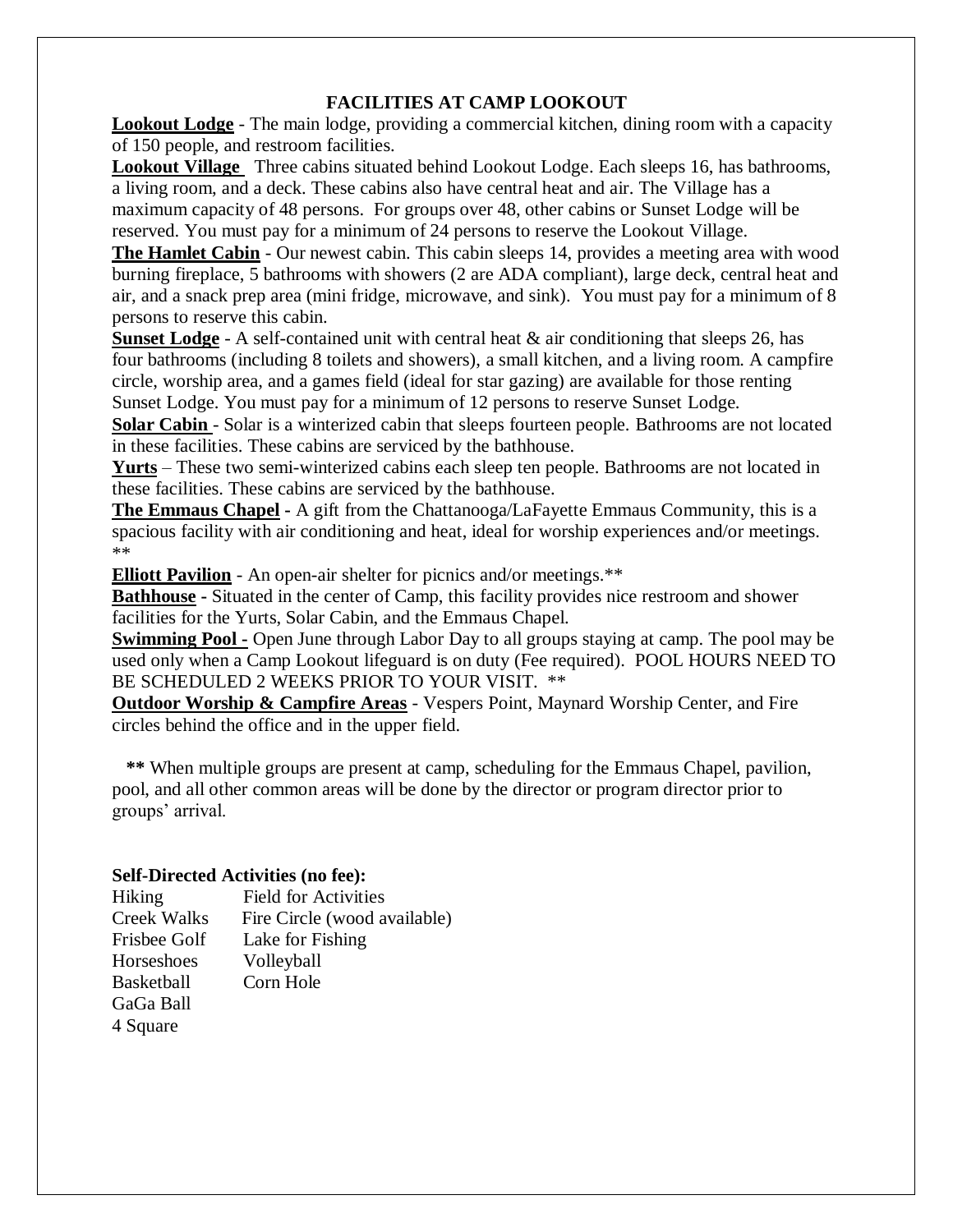## FACILITIES AT CAMP LOOKOUT

**Lookout Lodge** - The main lodge, providing a commercial kitchen, dining room with a capacity of 150 people, and restroom facilities.

**Lookout Village** Three cabins situated behind Lookout Lodge. Each sleeps 16, has bathrooms, a living room, and a deck. These cabins also have central heat and air. The Village has a maximum capacity of 48 persons. For groups over 48, other cabins or Sunset Lodge will be reserved. You must pay for a minimum of 24 persons to reserve the Lookout Village.

**The Hamlet Cabin** - Our newest cabin. This cabin sleeps 14, provides a meeting area with wood burning fireplace, 5 bathrooms with showers (2 are ADA compliant), large deck, central heat and air, and a snack prep area (mini fridge, microwave, and sink). You must pay for a minimum of 8 persons to reserve this cabin.

**Sunset Lodge** - A self-contained unit with central heat & air conditioning that sleeps 26, has four bathrooms (including 8 toilets and showers), a small kitchen, and a living room. A campfire circle, worship area, and a games field (ideal for star gazing) are available for those renting Sunset Lodge. You must pay for a minimum of 12 persons to reserve Sunset Lodge.

**Solar Cabin** - Solar is a winterized cabin that sleeps fourteen people. Bathrooms are not located in these facilities. These cabins are serviced by the bathhouse.

**Yurts** – These two semi-winterized cabins each sleep ten people. Bathrooms are not located in these facilities. These cabins are serviced by the bathhouse.

**The Emmaus Chapel** - A gift from the Chattanooga/LaFayette Emmaus Community, this is a spacious facility with air conditioning and heat, ideal for worship experiences and/or meetings. **

**Elliott Pavilion** - An open-air shelter for picnics and/or meetings.**

**Bathhouse** - Situated in the center of Camp, this facility provides nice restroom and shower facilities for the Yurts, Solar Cabin, and the Emmaus Chapel.

**Swimming Pool** - Open June through Labor Day to all groups staying at camp. The pool may be used only when a Camp Lookout lifeguard is on duty (Fee required). POOL HOURS NEED TO BE SCHEDULED 2 WEEKS PRIOR TO YOUR VISIT. **

**Outdoor Worship & Campfire Areas** - Vespers Point, Maynard Worship Center, and Fire circles behind the office and in the upper field.

**\*\*** When multiple groups are present at camp, scheduling for the Emmaus Chapel, pavilion, pool, and all other common areas will be done by the director or program director prior to groups' arrival.

**Self-Directed Activities (no fee):**

| | |
|---|---|
| Hiking | Field for Activities |
| Creek Walks | Fire Circle (wood available) |
| Frisbee Golf | Lake for Fishing |
| Horseshoes | Volleyball |
| Basketball | Corn Hole |
| GaGa Ball | |
| 4 Square | |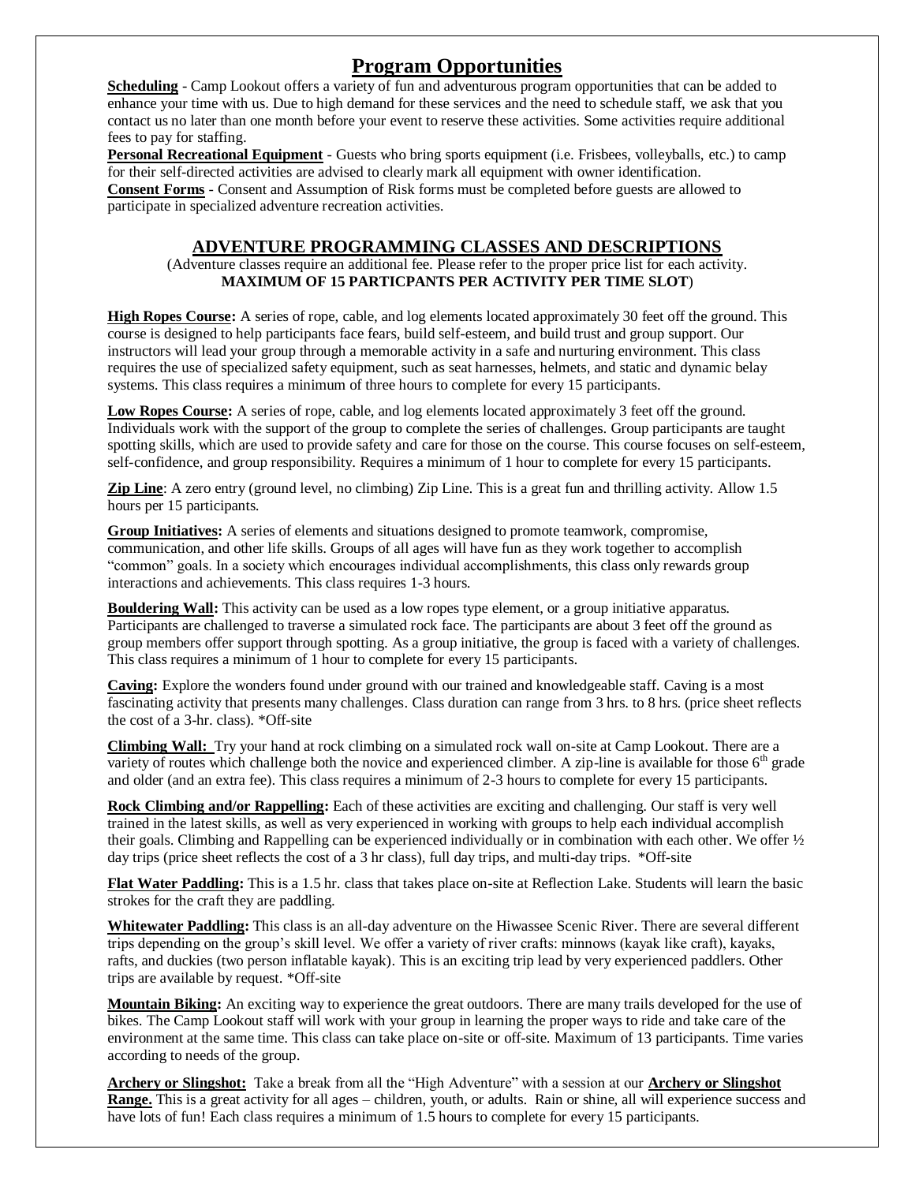# Program Opportunities

**Scheduling** - Camp Lookout offers a variety of fun and adventurous program opportunities that can be added to enhance your time with us. Due to high demand for these services and the need to schedule staff, we ask that you contact us no later than one month before your event to reserve these activities. Some activities require additional fees to pay for staffing.

**Personal Recreational Equipment** - Guests who bring sports equipment (i.e. Frisbees, volleyballs, etc.) to camp for their self-directed activities are advised to clearly mark all equipment with owner identification.

**Consent Forms** - Consent and Assumption of Risk forms must be completed before guests are allowed to participate in specialized adventure recreation activities.

## ADVENTURE PROGRAMMING CLASSES AND DESCRIPTIONS

(Adventure classes require an additional fee. Please refer to the proper price list for each activity. **MAXIMUM OF 15 PARTICPANTS PER ACTIVITY PER TIME SLOT**)

**High Ropes Course:** A series of rope, cable, and log elements located approximately 30 feet off the ground. This course is designed to help participants face fears, build self-esteem, and build trust and group support. Our instructors will lead your group through a memorable activity in a safe and nurturing environment. This class requires the use of specialized safety equipment, such as seat harnesses, helmets, and static and dynamic belay systems. This class requires a minimum of three hours to complete for every 15 participants.

**Low Ropes Course:** A series of rope, cable, and log elements located approximately 3 feet off the ground. Individuals work with the support of the group to complete the series of challenges. Group participants are taught spotting skills, which are used to provide safety and care for those on the course. This course focuses on self-esteem, self-confidence, and group responsibility. Requires a minimum of 1 hour to complete for every 15 participants.

**Zip Line**: A zero entry (ground level, no climbing) Zip Line. This is a great fun and thrilling activity. Allow 1.5 hours per 15 participants.

**Group Initiatives:** A series of elements and situations designed to promote teamwork, compromise, communication, and other life skills. Groups of all ages will have fun as they work together to accomplish "common" goals. In a society which encourages individual accomplishments, this class only rewards group interactions and achievements. This class requires 1-3 hours.

**Bouldering Wall:** This activity can be used as a low ropes type element, or a group initiative apparatus. Participants are challenged to traverse a simulated rock face. The participants are about 3 feet off the ground as group members offer support through spotting. As a group initiative, the group is faced with a variety of challenges. This class requires a minimum of 1 hour to complete for every 15 participants.

**Caving:** Explore the wonders found under ground with our trained and knowledgeable staff. Caving is a most fascinating activity that presents many challenges. Class duration can range from 3 hrs. to 8 hrs. (price sheet reflects the cost of a 3-hr. class). *Off-site

**Climbing Wall:** Try your hand at rock climbing on a simulated rock wall on-site at Camp Lookout. There are a variety of routes which challenge both the novice and experienced climber. A zip-line is available for those 6th grade and older (and an extra fee). This class requires a minimum of 2-3 hours to complete for every 15 participants.

**Rock Climbing and/or Rappelling:** Each of these activities are exciting and challenging. Our staff is very well trained in the latest skills, as well as very experienced in working with groups to help each individual accomplish their goals. Climbing and Rappelling can be experienced individually or in combination with each other. We offer ½ day trips (price sheet reflects the cost of a 3 hr class), full day trips, and multi-day trips. *Off-site

**Flat Water Paddling:** This is a 1.5 hr. class that takes place on-site at Reflection Lake. Students will learn the basic strokes for the craft they are paddling.

**Whitewater Paddling:** This class is an all-day adventure on the Hiwassee Scenic River. There are several different trips depending on the group's skill level. We offer a variety of river crafts: minnows (kayak like craft), kayaks, rafts, and duckies (two person inflatable kayak). This is an exciting trip lead by very experienced paddlers. Other trips are available by request. *Off-site

**Mountain Biking:** An exciting way to experience the great outdoors. There are many trails developed for the use of bikes. The Camp Lookout staff will work with your group in learning the proper ways to ride and take care of the environment at the same time. This class can take place on-site or off-site. Maximum of 13 participants. Time varies according to needs of the group.

**Archery or Slingshot:** Take a break from all the "High Adventure" with a session at our **Archery or Slingshot Range.** This is a great activity for all ages – children, youth, or adults. Rain or shine, all will experience success and have lots of fun! Each class requires a minimum of 1.5 hours to complete for every 15 participants.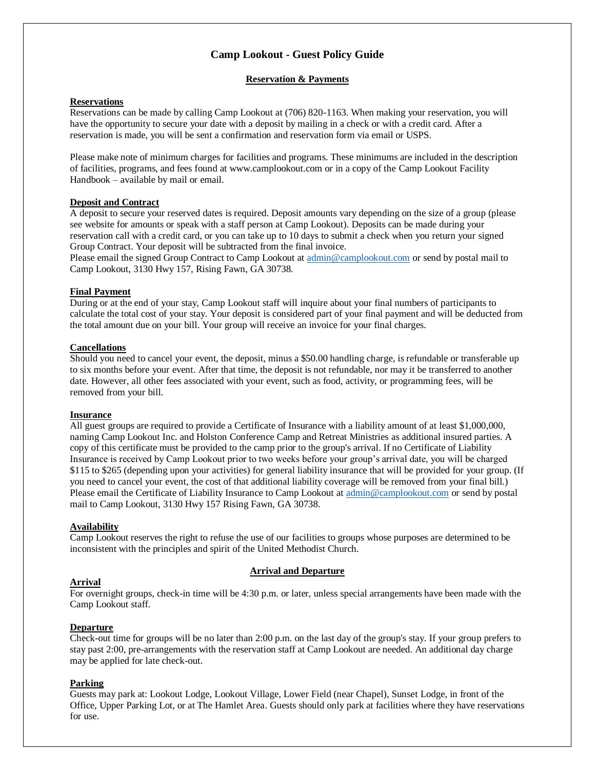# Camp Lookout - Guest Policy Guide

## Reservation & Payments

### Reservations

Reservations can be made by calling Camp Lookout at (706) 820-1163. When making your reservation, you will have the opportunity to secure your date with a deposit by mailing in a check or with a credit card. After a reservation is made, you will be sent a confirmation and reservation form via email or USPS.

Please make note of minimum charges for facilities and programs. These minimums are included in the description of facilities, programs, and fees found at www.camplookout.com or in a copy of the Camp Lookout Facility Handbook – available by mail or email.

### Deposit and Contract

A deposit to secure your reserved dates is required. Deposit amounts vary depending on the size of a group (please see website for amounts or speak with a staff person at Camp Lookout). Deposits can be made during your reservation call with a credit card, or you can take up to 10 days to submit a check when you return your signed Group Contract. Your deposit will be subtracted from the final invoice.
Please email the signed Group Contract to Camp Lookout at admin@camplookout.com or send by postal mail to Camp Lookout, 3130 Hwy 157, Rising Fawn, GA 30738.

### Final Payment

During or at the end of your stay, Camp Lookout staff will inquire about your final numbers of participants to calculate the total cost of your stay. Your deposit is considered part of your final payment and will be deducted from the total amount due on your bill. Your group will receive an invoice for your final charges.

### Cancellations

Should you need to cancel your event, the deposit, minus a $50.00 handling charge, is refundable or transferable up to six months before your event. After that time, the deposit is not refundable, nor may it be transferred to another date. However, all other fees associated with your event, such as food, activity, or programming fees, will be removed from your bill.

### Insurance

All guest groups are required to provide a Certificate of Insurance with a liability amount of at least $1,000,000, naming Camp Lookout Inc. and Holston Conference Camp and Retreat Ministries as additional insured parties. A copy of this certificate must be provided to the camp prior to the group's arrival. If no Certificate of Liability Insurance is received by Camp Lookout prior to two weeks before your group's arrival date, you will be charged $115 to $265 (depending upon your activities) for general liability insurance that will be provided for your group. (If you need to cancel your event, the cost of that additional liability coverage will be removed from your final bill.) Please email the Certificate of Liability Insurance to Camp Lookout at admin@camplookout.com or send by postal mail to Camp Lookout, 3130 Hwy 157 Rising Fawn, GA 30738.

### Availability

Camp Lookout reserves the right to refuse the use of our facilities to groups whose purposes are determined to be inconsistent with the principles and spirit of the United Methodist Church.

## Arrival and Departure

### Arrival

For overnight groups, check-in time will be 4:30 p.m. or later, unless special arrangements have been made with the Camp Lookout staff.

### Departure

Check-out time for groups will be no later than 2:00 p.m. on the last day of the group's stay. If your group prefers to stay past 2:00, pre-arrangements with the reservation staff at Camp Lookout are needed. An additional day charge may be applied for late check-out.

### Parking

Guests may park at: Lookout Lodge, Lookout Village, Lower Field (near Chapel), Sunset Lodge, in front of the Office, Upper Parking Lot, or at The Hamlet Area. Guests should only park at facilities where they have reservations for use.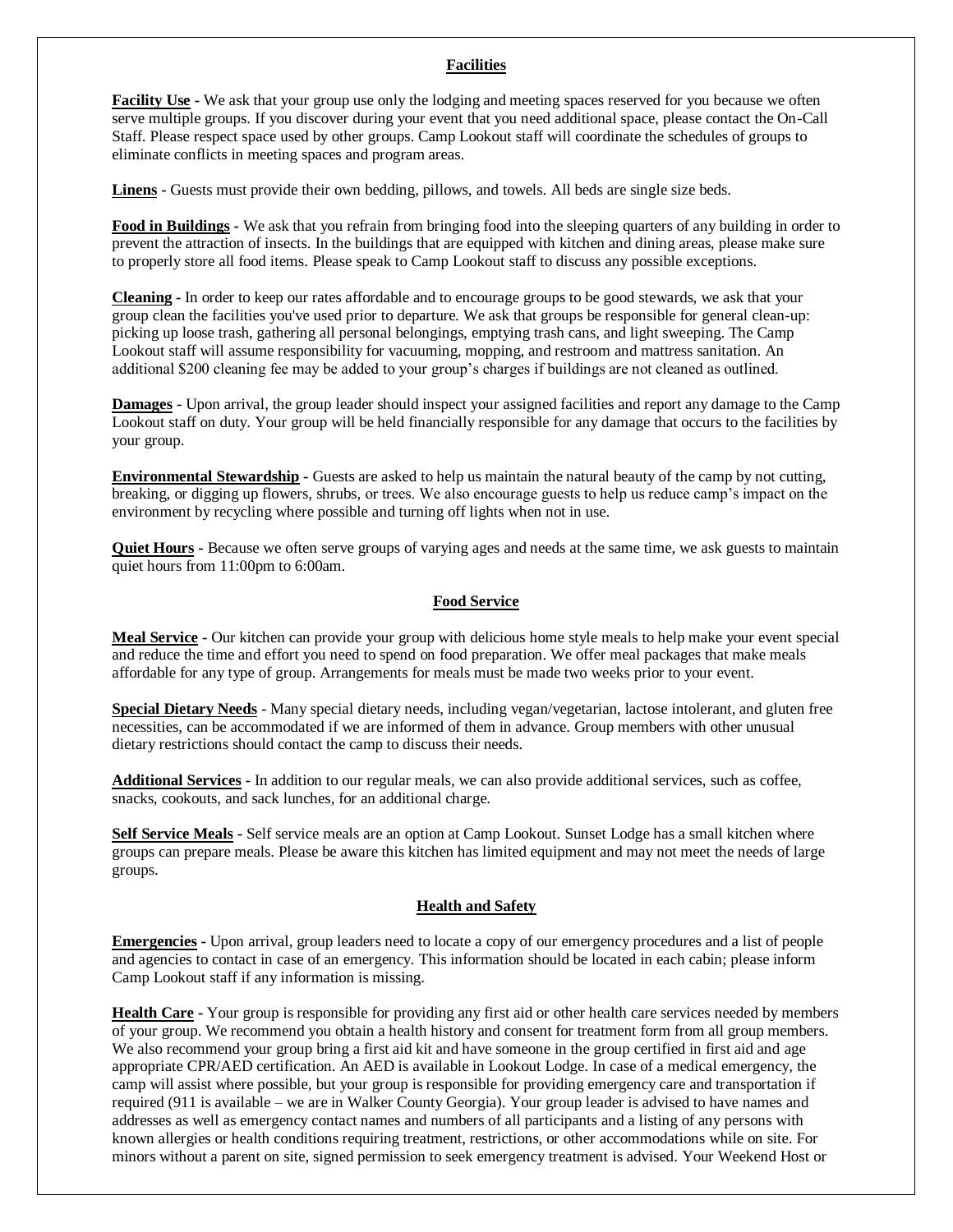## Facilities

**Facility Use** - We ask that your group use only the lodging and meeting spaces reserved for you because we often serve multiple groups. If you discover during your event that you need additional space, please contact the On-Call Staff. Please respect space used by other groups. Camp Lookout staff will coordinate the schedules of groups to eliminate conflicts in meeting spaces and program areas.

**Linens** - Guests must provide their own bedding, pillows, and towels. All beds are single size beds.

**Food in Buildings** - We ask that you refrain from bringing food into the sleeping quarters of any building in order to prevent the attraction of insects. In the buildings that are equipped with kitchen and dining areas, please make sure to properly store all food items. Please speak to Camp Lookout staff to discuss any possible exceptions.

**Cleaning** - In order to keep our rates affordable and to encourage groups to be good stewards, we ask that your group clean the facilities you've used prior to departure. We ask that groups be responsible for general clean-up: picking up loose trash, gathering all personal belongings, emptying trash cans, and light sweeping. The Camp Lookout staff will assume responsibility for vacuuming, mopping, and restroom and mattress sanitation. An additional $200 cleaning fee may be added to your group's charges if buildings are not cleaned as outlined.

**Damages** - Upon arrival, the group leader should inspect your assigned facilities and report any damage to the Camp Lookout staff on duty. Your group will be held financially responsible for any damage that occurs to the facilities by your group.

**Environmental Stewardship** - Guests are asked to help us maintain the natural beauty of the camp by not cutting, breaking, or digging up flowers, shrubs, or trees. We also encourage guests to help us reduce camp's impact on the environment by recycling where possible and turning off lights when not in use.

**Quiet Hours** - Because we often serve groups of varying ages and needs at the same time, we ask guests to maintain quiet hours from 11:00pm to 6:00am.

## Food Service

**Meal Service** - Our kitchen can provide your group with delicious home style meals to help make your event special and reduce the time and effort you need to spend on food preparation. We offer meal packages that make meals affordable for any type of group. Arrangements for meals must be made two weeks prior to your event.

**Special Dietary Needs** - Many special dietary needs, including vegan/vegetarian, lactose intolerant, and gluten free necessities, can be accommodated if we are informed of them in advance. Group members with other unusual dietary restrictions should contact the camp to discuss their needs.

**Additional Services** - In addition to our regular meals, we can also provide additional services, such as coffee, snacks, cookouts, and sack lunches, for an additional charge.

**Self Service Meals** - Self service meals are an option at Camp Lookout. Sunset Lodge has a small kitchen where groups can prepare meals. Please be aware this kitchen has limited equipment and may not meet the needs of large groups.

## Health and Safety

**Emergencies** - Upon arrival, group leaders need to locate a copy of our emergency procedures and a list of people and agencies to contact in case of an emergency. This information should be located in each cabin; please inform Camp Lookout staff if any information is missing.

**Health Care** - Your group is responsible for providing any first aid or other health care services needed by members of your group. We recommend you obtain a health history and consent for treatment form from all group members. We also recommend your group bring a first aid kit and have someone in the group certified in first aid and age appropriate CPR/AED certification. An AED is available in Lookout Lodge. In case of a medical emergency, the camp will assist where possible, but your group is responsible for providing emergency care and transportation if required (911 is available – we are in Walker County Georgia). Your group leader is advised to have names and addresses as well as emergency contact names and numbers of all participants and a listing of any persons with known allergies or health conditions requiring treatment, restrictions, or other accommodations while on site. For minors without a parent on site, signed permission to seek emergency treatment is advised. Your Weekend Host or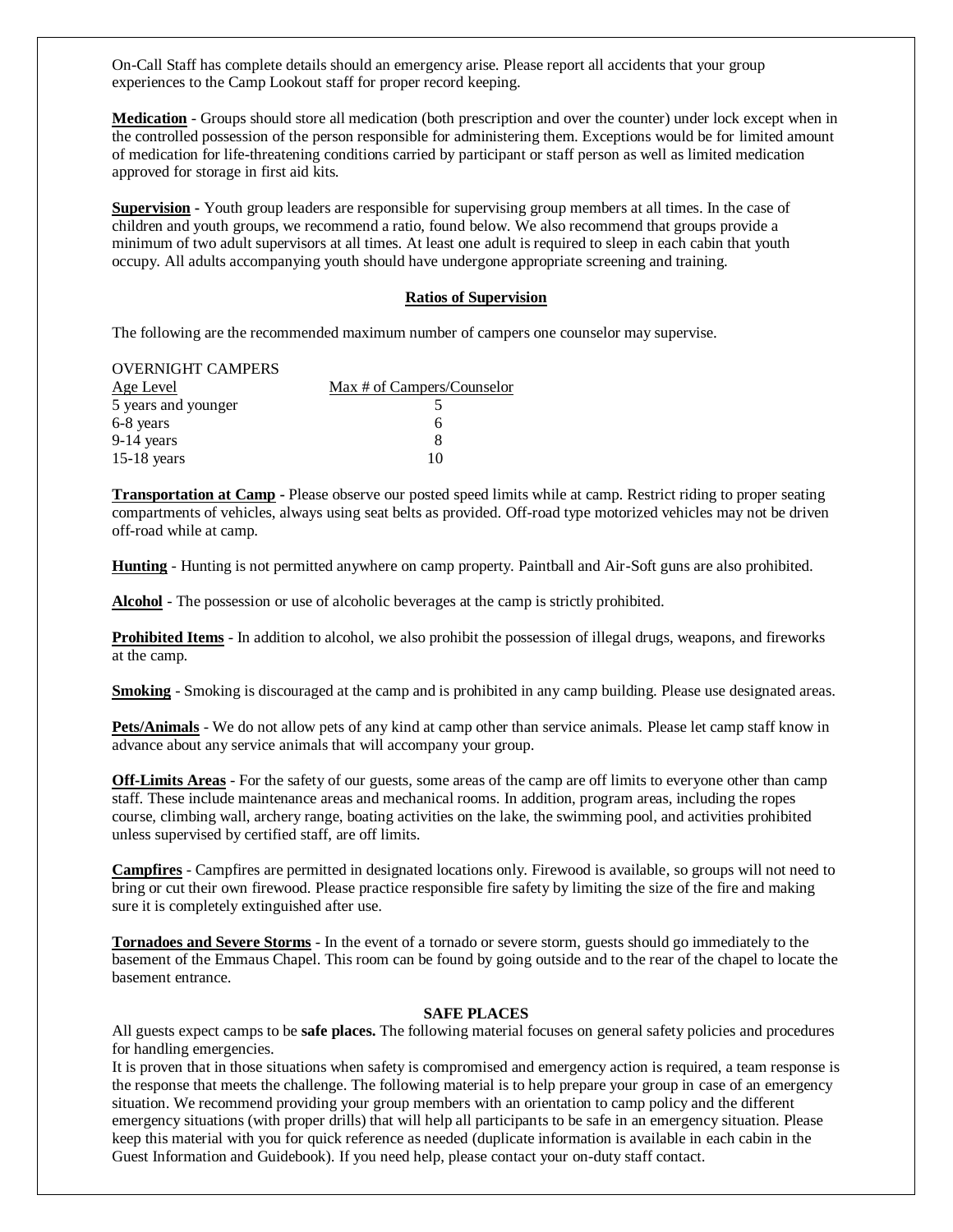On-Call Staff has complete details should an emergency arise. Please report all accidents that your group experiences to the Camp Lookout staff for proper record keeping.

**Medication** - Groups should store all medication (both prescription and over the counter) under lock except when in the controlled possession of the person responsible for administering them. Exceptions would be for limited amount of medication for life-threatening conditions carried by participant or staff person as well as limited medication approved for storage in first aid kits.

**Supervision** - Youth group leaders are responsible for supervising group members at all times. In the case of children and youth groups, we recommend a ratio, found below. We also recommend that groups provide a minimum of two adult supervisors at all times. At least one adult is required to sleep in each cabin that youth occupy. All adults accompanying youth should have undergone appropriate screening and training.

## Ratios of Supervision

The following are the recommended maximum number of campers one counselor may supervise.

OVERNIGHT CAMPERS

| Age Level | Max # of Campers/Counselor |
|---|---|
| 5 years and younger | 5 |
| 6-8 years | 6 |
| 9-14 years | 8 |
| 15-18 years | 10 |

**Transportation at Camp** - Please observe our posted speed limits while at camp. Restrict riding to proper seating compartments of vehicles, always using seat belts as provided. Off-road type motorized vehicles may not be driven off-road while at camp.

**Hunting** - Hunting is not permitted anywhere on camp property. Paintball and Air-Soft guns are also prohibited.

**Alcohol** - The possession or use of alcoholic beverages at the camp is strictly prohibited.

**Prohibited Items** - In addition to alcohol, we also prohibit the possession of illegal drugs, weapons, and fireworks at the camp.

**Smoking** - Smoking is discouraged at the camp and is prohibited in any camp building. Please use designated areas.

**Pets/Animals** - We do not allow pets of any kind at camp other than service animals. Please let camp staff know in advance about any service animals that will accompany your group.

**Off-Limits Areas** - For the safety of our guests, some areas of the camp are off limits to everyone other than camp staff. These include maintenance areas and mechanical rooms. In addition, program areas, including the ropes course, climbing wall, archery range, boating activities on the lake, the swimming pool, and activities prohibited unless supervised by certified staff, are off limits.

**Campfires** - Campfires are permitted in designated locations only. Firewood is available, so groups will not need to bring or cut their own firewood. Please practice responsible fire safety by limiting the size of the fire and making sure it is completely extinguished after use.

**Tornadoes and Severe Storms** - In the event of a tornado or severe storm, guests should go immediately to the basement of the Emmaus Chapel. This room can be found by going outside and to the rear of the chapel to locate the basement entrance.

## SAFE PLACES

All guests expect camps to be **safe places.** The following material focuses on general safety policies and procedures for handling emergencies.

It is proven that in those situations when safety is compromised and emergency action is required, a team response is the response that meets the challenge. The following material is to help prepare your group in case of an emergency situation. We recommend providing your group members with an orientation to camp policy and the different emergency situations (with proper drills) that will help all participants to be safe in an emergency situation. Please keep this material with you for quick reference as needed (duplicate information is available in each cabin in the Guest Information and Guidebook). If you need help, please contact your on-duty staff contact.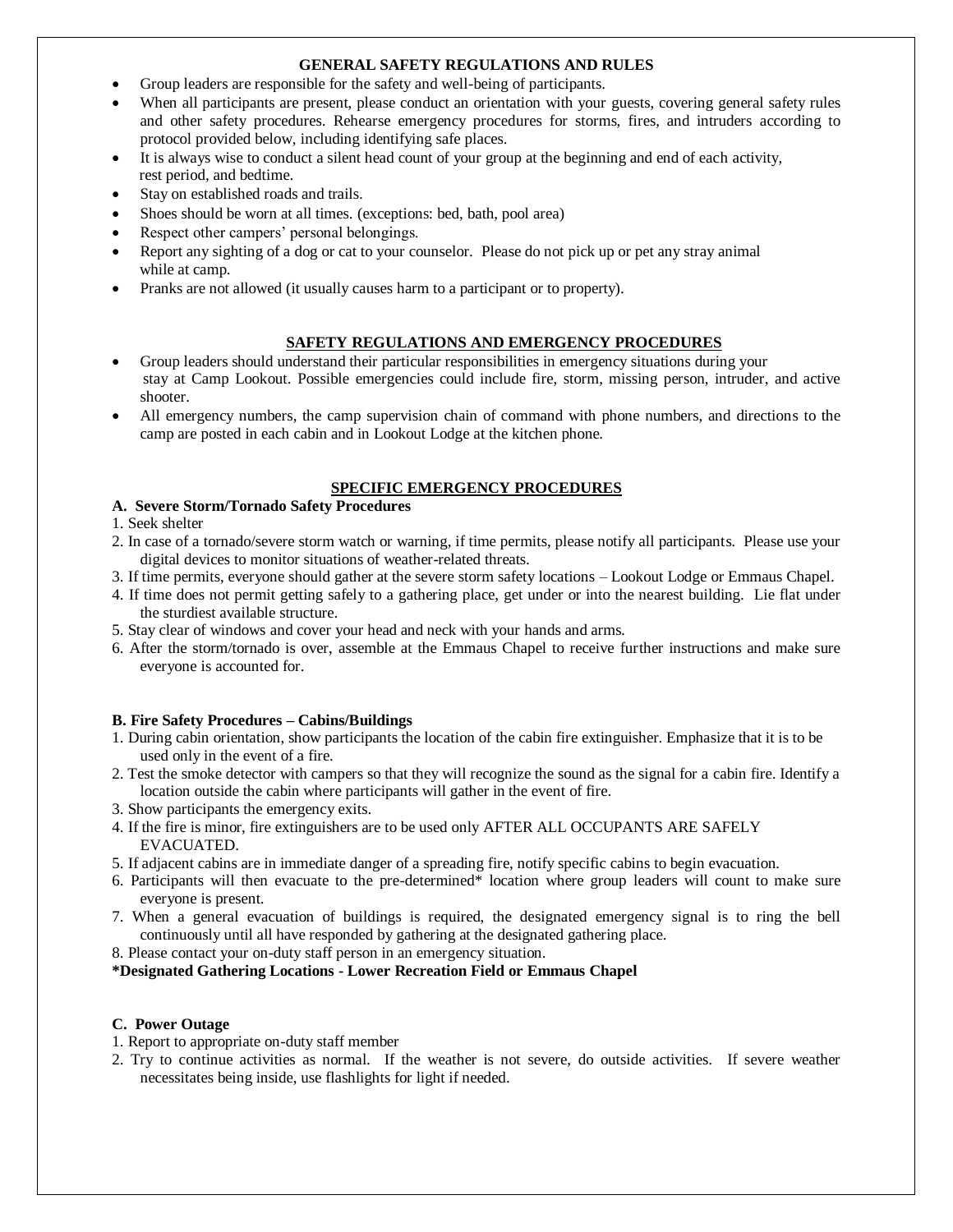## GENERAL SAFETY REGULATIONS AND RULES

- Group leaders are responsible for the safety and well-being of participants.
- When all participants are present, please conduct an orientation with your guests, covering general safety rules and other safety procedures. Rehearse emergency procedures for storms, fires, and intruders according to protocol provided below, including identifying safe places.
- It is always wise to conduct a silent head count of your group at the beginning and end of each activity, rest period, and bedtime.
- Stay on established roads and trails.
- Shoes should be worn at all times. (exceptions: bed, bath, pool area)
- Respect other campers' personal belongings.
- Report any sighting of a dog or cat to your counselor. Please do not pick up or pet any stray animal while at camp.
- Pranks are not allowed (it usually causes harm to a participant or to property).

## SAFETY REGULATIONS AND EMERGENCY PROCEDURES

- Group leaders should understand their particular responsibilities in emergency situations during your stay at Camp Lookout. Possible emergencies could include fire, storm, missing person, intruder, and active shooter.
- All emergency numbers, the camp supervision chain of command with phone numbers, and directions to the camp are posted in each cabin and in Lookout Lodge at the kitchen phone.

## SPECIFIC EMERGENCY PROCEDURES

### A. Severe Storm/Tornado Safety Procedures

1. Seek shelter
2. In case of a tornado/severe storm watch or warning, if time permits, please notify all participants. Please use your digital devices to monitor situations of weather-related threats.
3. If time permits, everyone should gather at the severe storm safety locations – Lookout Lodge or Emmaus Chapel.
4. If time does not permit getting safely to a gathering place, get under or into the nearest building. Lie flat under the sturdiest available structure.
5. Stay clear of windows and cover your head and neck with your hands and arms.
6. After the storm/tornado is over, assemble at the Emmaus Chapel to receive further instructions and make sure everyone is accounted for.

### B. Fire Safety Procedures – Cabins/Buildings

1. During cabin orientation, show participants the location of the cabin fire extinguisher. Emphasize that it is to be used only in the event of a fire.
2. Test the smoke detector with campers so that they will recognize the sound as the signal for a cabin fire. Identify a location outside the cabin where participants will gather in the event of fire.
3. Show participants the emergency exits.
4. If the fire is minor, fire extinguishers are to be used only AFTER ALL OCCUPANTS ARE SAFELY EVACUATED.
5. If adjacent cabins are in immediate danger of a spreading fire, notify specific cabins to begin evacuation.
6. Participants will then evacuate to the pre-determined* location where group leaders will count to make sure everyone is present.
7. When a general evacuation of buildings is required, the designated emergency signal is to ring the bell continuously until all have responded by gathering at the designated gathering place.
8. Please contact your on-duty staff person in an emergency situation.

**\*Designated Gathering Locations - Lower Recreation Field or Emmaus Chapel**

### C. Power Outage

1. Report to appropriate on-duty staff member
2. Try to continue activities as normal. If the weather is not severe, do outside activities. If severe weather necessitates being inside, use flashlights for light if needed.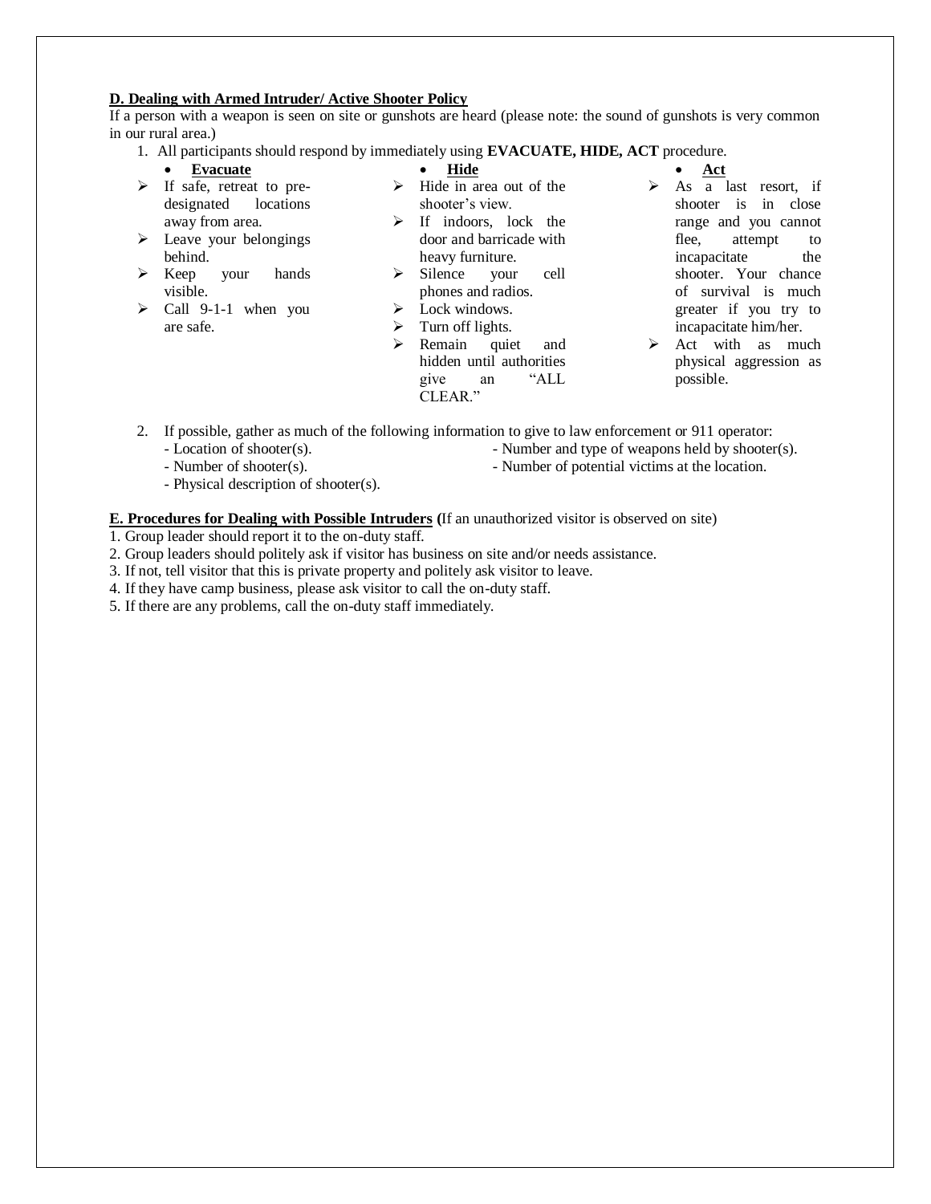**D. Dealing with Armed Intruder/ Active Shooter Policy**

If a person with a weapon is seen on site or gunshots are heard (please note: the sound of gunshots is very common in our rural area.)

1. All participants should respond by immediately using **EVACUATE, HIDE, ACT** procedure.

- **Evacuate**
  - If safe, retreat to pre-designated locations away from area.
  - Leave your belongings behind.
  - Keep your hands visible.
  - Call 9-1-1 when you are safe.
- **Hide**
  - Hide in area out of the shooter's view.
  - If indoors, lock the door and barricade with heavy furniture.
  - Silence your cell phones and radios.
  - Lock windows.
  - Turn off lights.
  - Remain quiet and hidden until authorities give an "ALL CLEAR."
- **Act**
  - As a last resort, if shooter is in close range and you cannot flee, attempt to incapacitate the shooter. Your chance of survival is much greater if you try to incapacitate him/her.
  - Act with as much physical aggression as possible.

2. If possible, gather as much of the following information to give to law enforcement or 911 operator:
   - Location of shooter(s).
   - Number of shooter(s).
   - Physical description of shooter(s).
   - Number and type of weapons held by shooter(s).
   - Number of potential victims at the location.

**E. Procedures for Dealing with Possible Intruders (**If an unauthorized visitor is observed on site)

1. Group leader should report it to the on-duty staff.
2. Group leaders should politely ask if visitor has business on site and/or needs assistance.
3. If not, tell visitor that this is private property and politely ask visitor to leave.
4. If they have camp business, please ask visitor to call the on-duty staff.
5. If there are any problems, call the on-duty staff immediately.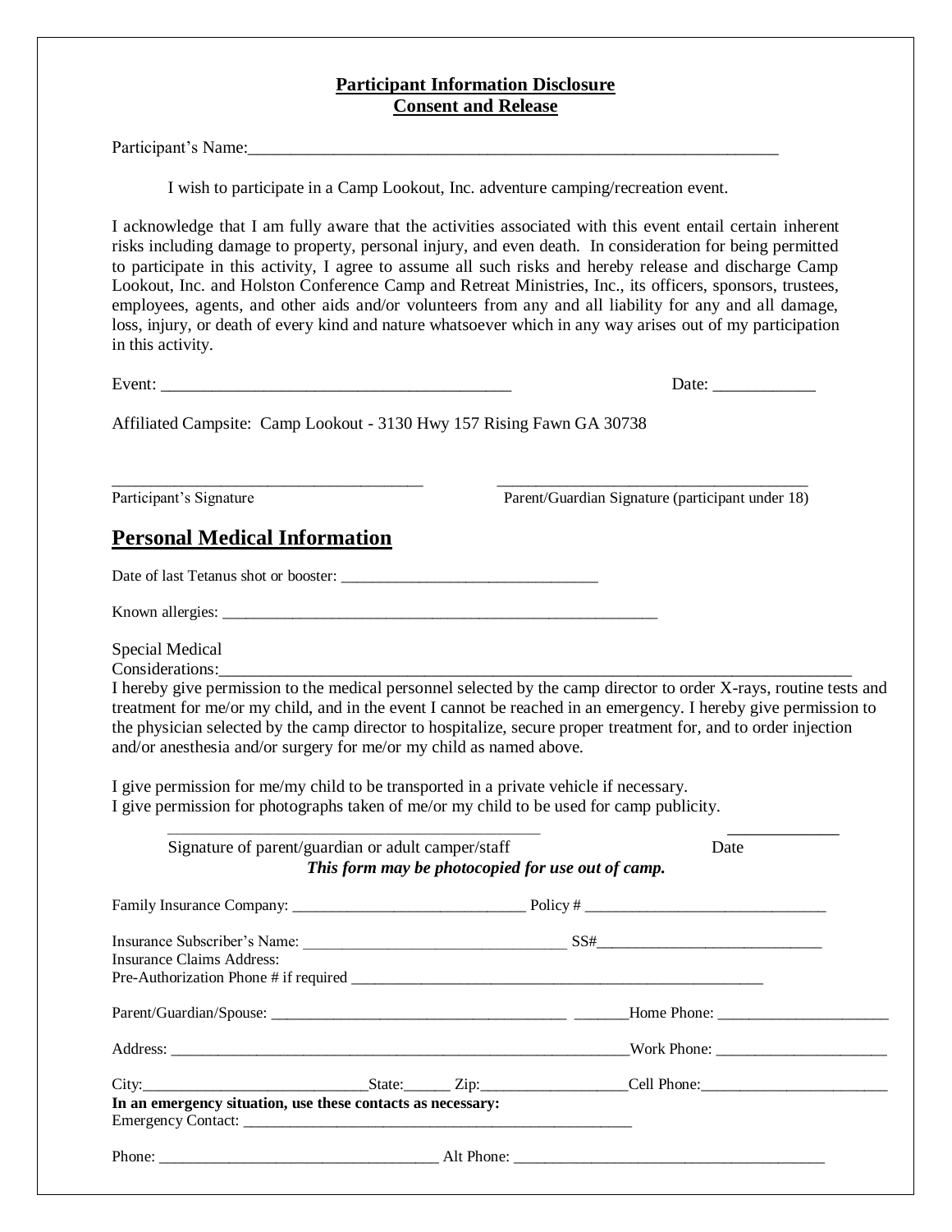**Participant Information Disclosure**
**Consent and Release**

Participant's Name:_________________________________________________________________

I wish to participate in a Camp Lookout, Inc. adventure camping/recreation event.

I acknowledge that I am fully aware that the activities associated with this event entail certain inherent risks including damage to property, personal injury, and even death. In consideration for being permitted to participate in this activity, I agree to assume all such risks and hereby release and discharge Camp Lookout, Inc. and Holston Conference Camp and Retreat Ministries, Inc., its officers, sponsors, trustees, employees, agents, and other aids and/or volunteers from any and all liability for any and all damage, loss, injury, or death of every kind and nature whatsoever which in any way arises out of my participation in this activity.

Event: __________________________________________ Date: ____________

Affiliated Campsite: Camp Lookout - 3130 Hwy 157 Rising Fawn GA 30738

_____________________________________ _____________________________________
Participant's Signature Parent/Guardian Signature (participant under 18)

## Personal Medical Information

Date of last Tetanus shot or booster: _______________________________

Known allergies: _________________________________________________________

Special Medical Considerations:_______________________________________________________________________

I hereby give permission to the medical personnel selected by the camp director to order X-rays, routine tests and treatment for me/or my child, and in the event I cannot be reached in an emergency. I hereby give permission to the physician selected by the camp director to hospitalize, secure proper treatment for, and to order injection and/or anesthesia and/or surgery for me/or my child as named above.

I give permission for me/my child to be transported in a private vehicle if necessary.
I give permission for photographs taken of me/or my child to be used for camp publicity.

_____________________________________________ _____________
Signature of parent/guardian or adult camper/staff Date

***This form may be photocopied for use out of camp.***

Family Insurance Company: _____________________________ Policy # ______________________________

Insurance Subscriber's Name: _________________________________ SS#____________________________
Insurance Claims Address:
Pre-Authorization Phone # if required ______________________________________________________

Parent/Guardian/Spouse: ____________________________________ _______Home Phone: _____________________

Address: ____________________________________________________________Work Phone: _____________________

City:____________________________State:______ Zip:__________________Cell Phone:_______________________

**In an emergency situation, use these contacts as necessary:**
Emergency Contact: ________________________________________________

Phone: __________________________________ Alt Phone: _____________________________________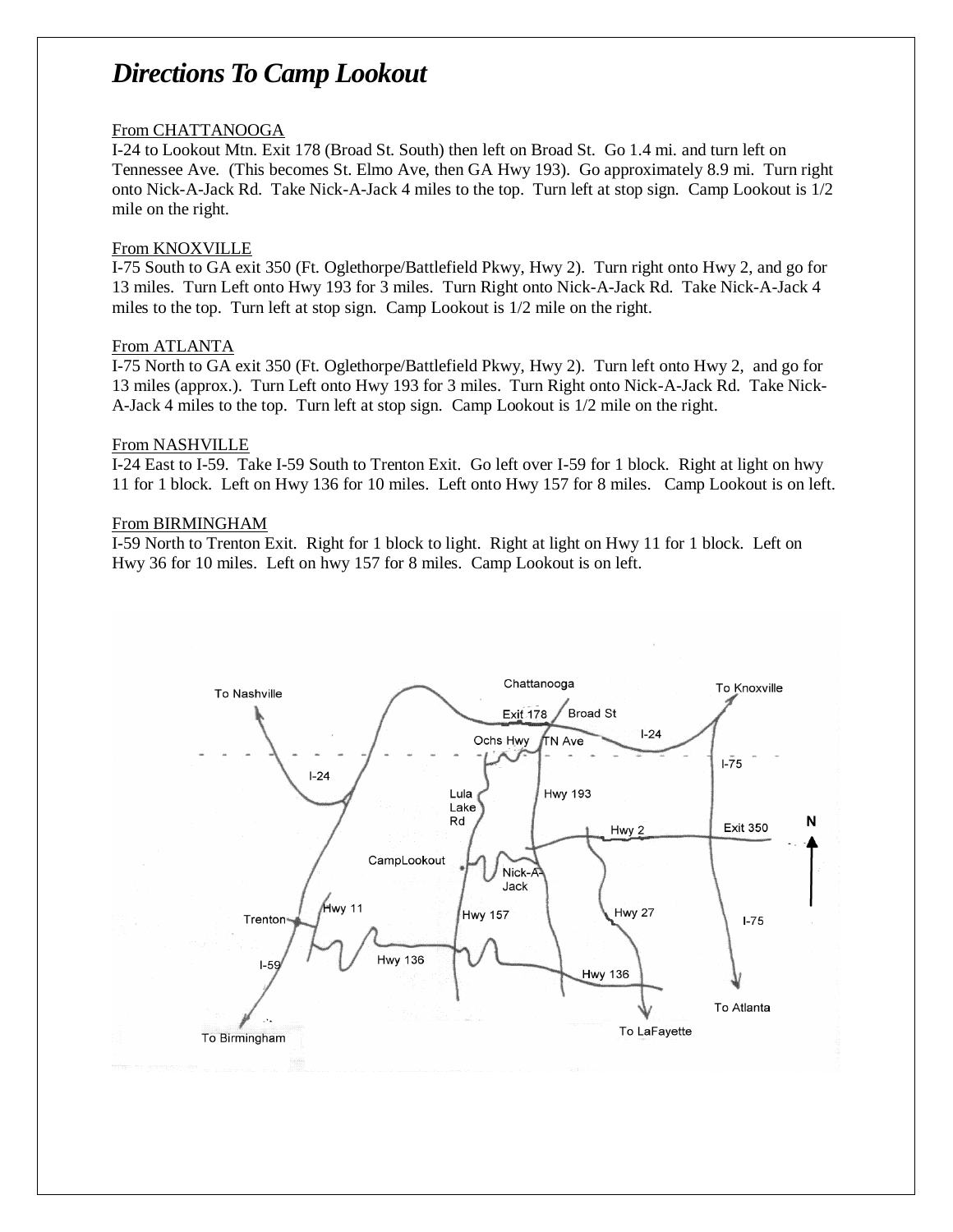# *Directions To Camp Lookout*

From CHATTANOOGA

I-24 to Lookout Mtn. Exit 178 (Broad St. South) then left on Broad St. Go 1.4 mi. and turn left on Tennessee Ave. (This becomes St. Elmo Ave, then GA Hwy 193). Go approximately 8.9 mi. Turn right onto Nick-A-Jack Rd. Take Nick-A-Jack 4 miles to the top. Turn left at stop sign. Camp Lookout is 1/2 mile on the right.

From KNOXVILLE

I-75 South to GA exit 350 (Ft. Oglethorpe/Battlefield Pkwy, Hwy 2). Turn right onto Hwy 2, and go for 13 miles. Turn Left onto Hwy 193 for 3 miles. Turn Right onto Nick-A-Jack Rd. Take Nick-A-Jack 4 miles to the top. Turn left at stop sign. Camp Lookout is 1/2 mile on the right.

From ATLANTA

I-75 North to GA exit 350 (Ft. Oglethorpe/Battlefield Pkwy, Hwy 2). Turn left onto Hwy 2, and go for 13 miles (approx.). Turn Left onto Hwy 193 for 3 miles. Turn Right onto Nick-A-Jack Rd. Take Nick-A-Jack 4 miles to the top. Turn left at stop sign. Camp Lookout is 1/2 mile on the right.

From NASHVILLE

I-24 East to I-59. Take I-59 South to Trenton Exit. Go left over I-59 for 1 block. Right at light on hwy 11 for 1 block. Left on Hwy 136 for 10 miles. Left onto Hwy 157 for 8 miles. Camp Lookout is on left.

From BIRMINGHAM

I-59 North to Trenton Exit. Right for 1 block to light. Right at light on Hwy 11 for 1 block. Left on Hwy 36 for 10 miles. Left on hwy 157 for 8 miles. Camp Lookout is on left.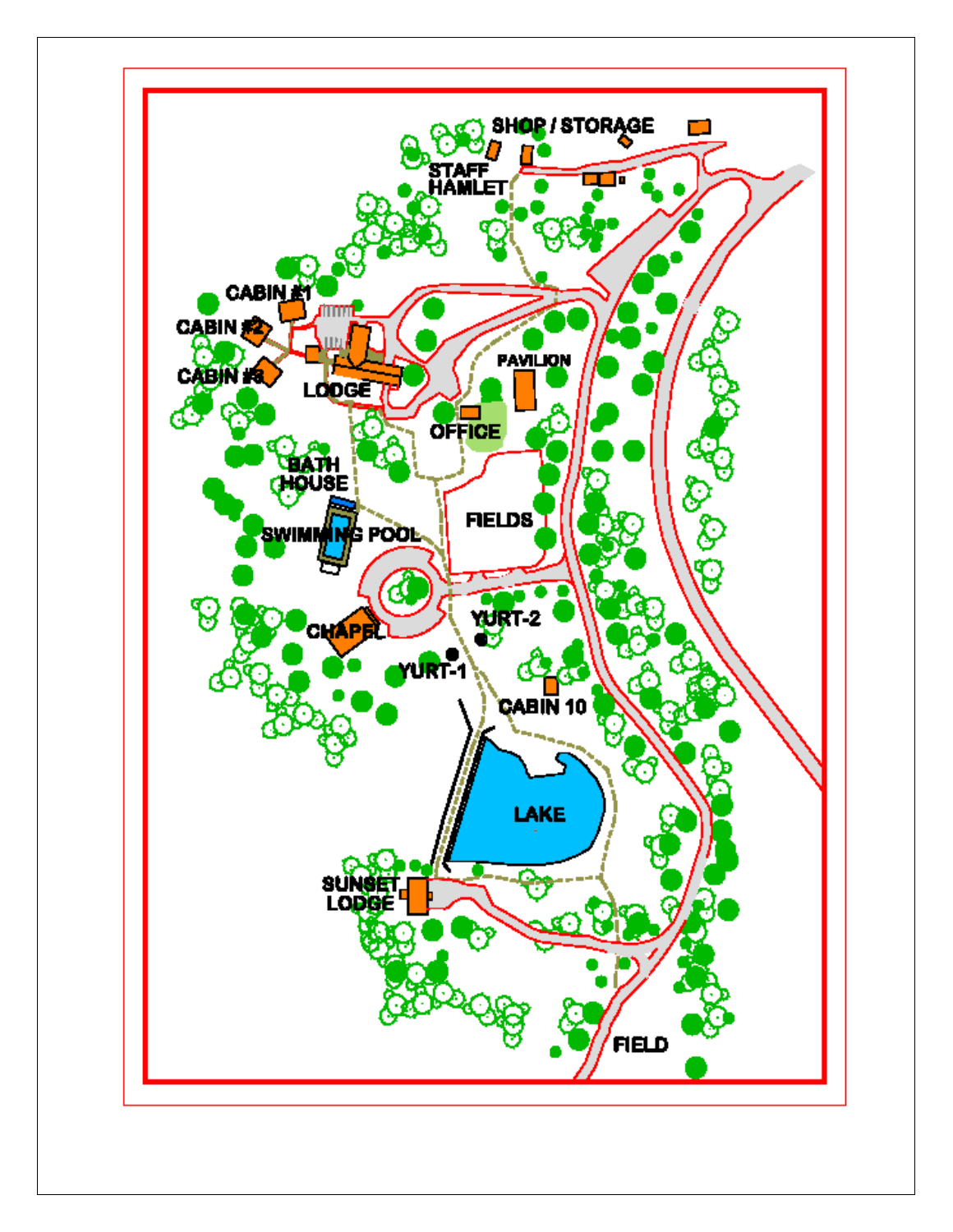SHOP / STORAGE

STAFF HAMLET

CABIN #1

CABIN #2

CABIN #3

LODGE

PAVILION

OFFICE

BATH HOUSE

SWIMMING POOL

FIELDS

CHAPEL

YURT-2

YURT-1

CABIN 10

LAKE

SUNSET LODGE

FIELD